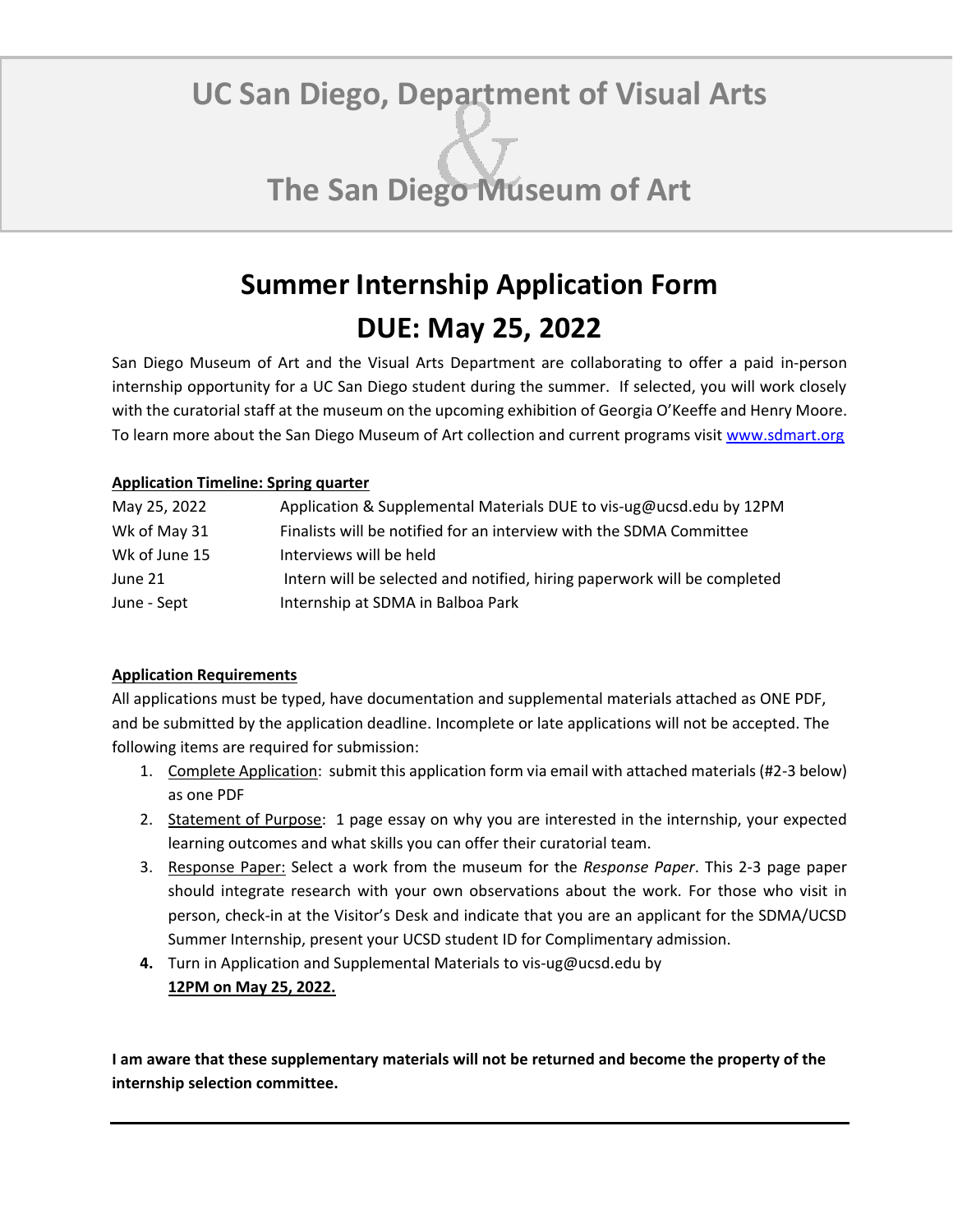# UC San Diego, Department of Visual Arts

&

# The San Diego Museum of Art

## Summer Internship Application Form

## DUE: May 25, 2022

San Diego Museum of Art and the Visual Arts Department are collaborating to offer a paid in-person internship opportunity for a UC San Diego student during the summer. If selected, you will work closely with the curatorial staff at the museum on the upcoming exhibition of Georgia O'Keeffe and Henry Moore. To learn more about the San Diego Museum of Art collection and current programs visit [www.sdmart.org](http://www.sdmart.org)

**Application Timeline: Spring quarter**

| | |
|---|---|
| May 25, 2022 | Application & Supplemental Materials DUE to vis-ug@ucsd.edu by 12PM |
| Wk of May 31 | Finalists will be notified for an interview with the SDMA Committee |
| Wk of June 15 | Interviews will be held |
| June 21 | Intern will be selected and notified, hiring paperwork will be completed |
| June - Sept | Internship at SDMA in Balboa Park |

**Application Requirements**

All applications must be typed, have documentation and supplemental materials attached as ONE PDF, and be submitted by the application deadline. Incomplete or late applications will not be accepted. The following items are required for submission:

1. Complete Application: submit this application form via email with attached materials (#2-3 below) as one PDF
2. Statement of Purpose: 1 page essay on why you are interested in the internship, your expected learning outcomes and what skills you can offer their curatorial team.
3. Response Paper: Select a work from the museum for the *Response Paper*. This 2-3 page paper should integrate research with your own observations about the work. For those who visit in person, check-in at the Visitor's Desk and indicate that you are an applicant for the SDMA/UCSD Summer Internship, present your UCSD student ID for Complimentary admission.
4. Turn in Application and Supplemental Materials to vis-ug@ucsd.edu by **12PM on May 25, 2022.**

**I am aware that these supplementary materials will not be returned and become the property of the internship selection committee.**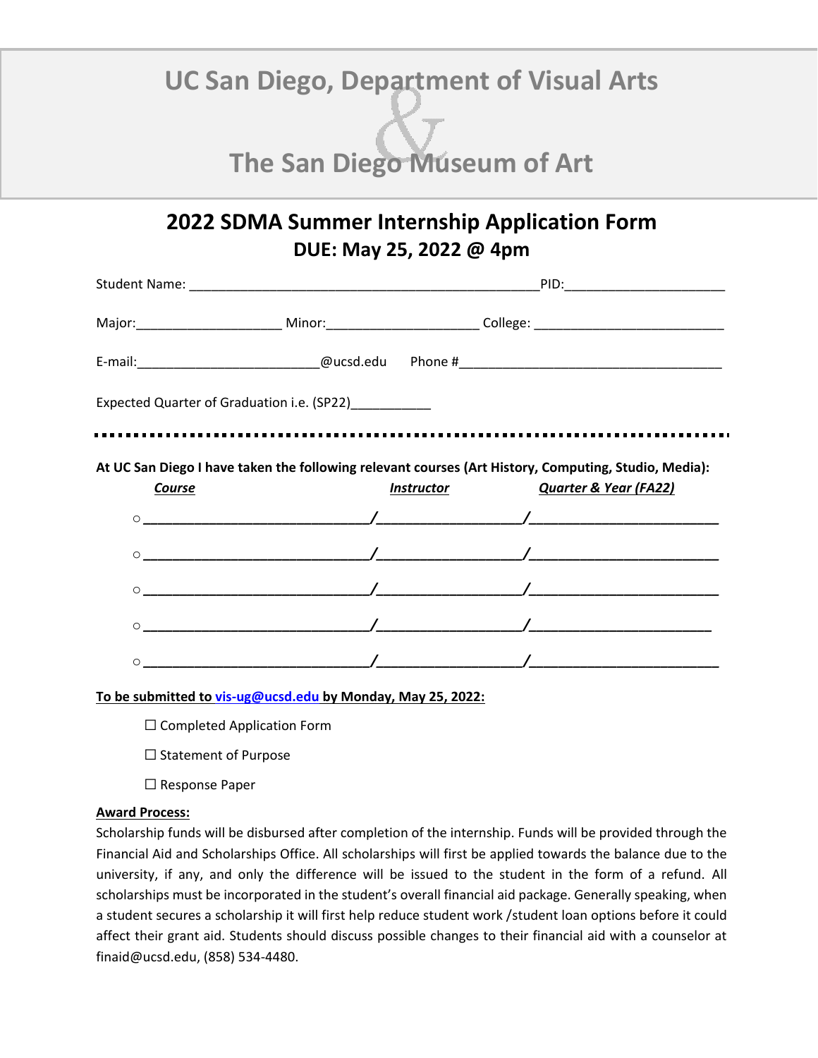# UC San Diego, Department of Visual Arts

&

# The San Diego Museum of Art

## 2022 SDMA Summer Internship Application Form

### DUE: May 25, 2022 @ 4pm

Student Name: ________________________________________________PID:_____________________

Major:___________________ Minor:____________________ College: _________________________

E-mail:________________________@ucsd.edu Phone #___________________________________

Expected Quarter of Graduation i.e. (SP22)__________

---

**At UC San Diego I have taken the following relevant courses (Art History, Computing, Studio, Media):**

| ***Course*** | ***Instructor*** | ***Quarter & Year (FA22)*** |
|---|---|---|
| ○ | | |
| ○ | | |
| ○ | | |
| ○ | | |
| ○ | | |

**To be submitted to vis-ug@ucsd.edu by Monday, May 25, 2022:**

☐ Completed Application Form

☐ Statement of Purpose

☐ Response Paper

**Award Process:**

Scholarship funds will be disbursed after completion of the internship. Funds will be provided through the Financial Aid and Scholarships Office. All scholarships will first be applied towards the balance due to the university, if any, and only the difference will be issued to the student in the form of a refund. All scholarships must be incorporated in the student's overall financial aid package. Generally speaking, when a student secures a scholarship it will first help reduce student work /student loan options before it could affect their grant aid. Students should discuss possible changes to their financial aid with a counselor at finaid@ucsd.edu, (858) 534-4480.